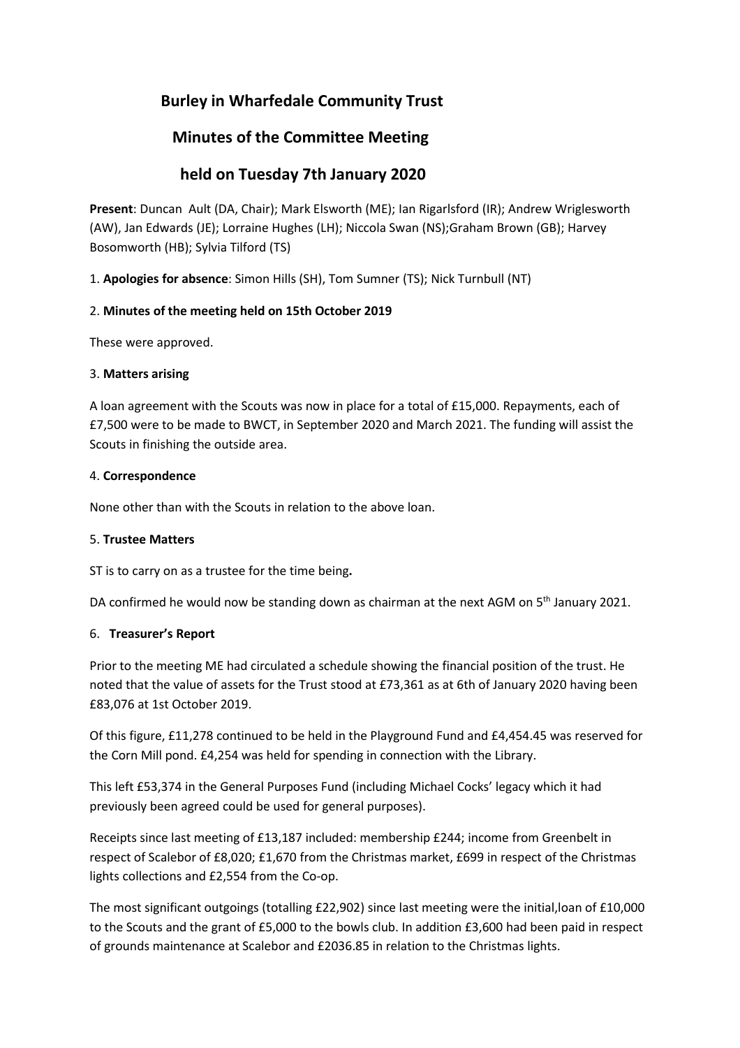# Burley in Wharfedale Community Trust

## Minutes of the Committee Meeting

## held on Tuesday 7th January 2020

**Present**: Duncan  Ault (DA, Chair); Mark Elsworth (ME); Ian Rigarlsford (IR); Andrew Wriglesworth (AW), Jan Edwards (JE); Lorraine Hughes (LH); Niccola Swan (NS);Graham Brown (GB); Harvey Bosomworth (HB); Sylvia Tilford (TS)

1. **Apologies for absence**: Simon Hills (SH), Tom Sumner (TS); Nick Turnbull (NT)

2. **Minutes of the meeting held on 15th October 2019**

These were approved.

3. **Matters arising**

A loan agreement with the Scouts was now in place for a total of £15,000. Repayments, each of £7,500 were to be made to BWCT, in September 2020 and March 2021. The funding will assist the Scouts in finishing the outside area.

4. **Correspondence**

None other than with the Scouts in relation to the above loan.

5. **Trustee Matters**

ST is to carry on as a trustee for the time being**.**

DA confirmed he would now be standing down as chairman at the next AGM on 5th January 2021.

6. **Treasurer's Report**

Prior to the meeting ME had circulated a schedule showing the financial position of the trust. He noted that the value of assets for the Trust stood at £73,361 as at 6th of January 2020 having been £83,076 at 1st October 2019.

Of this figure, £11,278 continued to be held in the Playground Fund and £4,454.45 was reserved for the Corn Mill pond. £4,254 was held for spending in connection with the Library.

This left £53,374 in the General Purposes Fund (including Michael Cocks' legacy which it had previously been agreed could be used for general purposes).

Receipts since last meeting of £13,187 included: membership £244; income from Greenbelt in respect of Scalebor of £8,020; £1,670 from the Christmas market, £699 in respect of the Christmas lights collections and £2,554 from the Co-op.

The most significant outgoings (totalling £22,902) since last meeting were the initial,loan of £10,000 to the Scouts and the grant of £5,000 to the bowls club. In addition £3,600 had been paid in respect of grounds maintenance at Scalebor and £2036.85 in relation to the Christmas lights.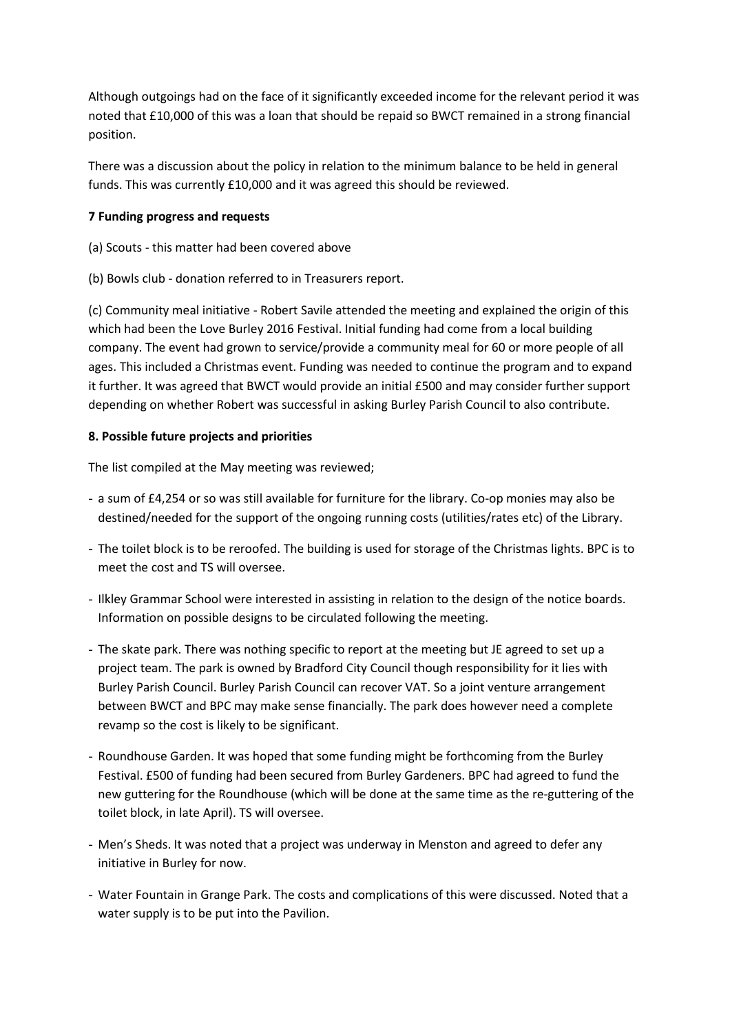Although outgoings had on the face of it significantly exceeded income for the relevant period it was noted that £10,000 of this was a loan that should be repaid so BWCT remained in a strong financial position.

There was a discussion about the policy in relation to the minimum balance to be held in general funds. This was currently £10,000 and it was agreed this should be reviewed.

**7 Funding progress and requests**

(a) Scouts - this matter had been covered above

(b) Bowls club - donation referred to in Treasurers report.

(c) Community meal initiative - Robert Savile attended the meeting and explained the origin of this which had been the Love Burley 2016 Festival. Initial funding had come from a local building company. The event had grown to service/provide a community meal for 60 or more people of all ages. This included a Christmas event. Funding was needed to continue the program and to expand it further. It was agreed that BWCT would provide an initial £500 and may consider further support depending on whether Robert was successful in asking Burley Parish Council to also contribute.

**8. Possible future projects and priorities**

The list compiled at the May meeting was reviewed;

- a sum of £4,254 or so was still available for furniture for the library. Co-op monies may also be destined/needed for the support of the ongoing running costs (utilities/rates etc) of the Library.
- The toilet block is to be reroofed. The building is used for storage of the Christmas lights. BPC is to meet the cost and TS will oversee.
- Ilkley Grammar School were interested in assisting in relation to the design of the notice boards. Information on possible designs to be circulated following the meeting.
- The skate park. There was nothing specific to report at the meeting but JE agreed to set up a project team. The park is owned by Bradford City Council though responsibility for it lies with Burley Parish Council. Burley Parish Council can recover VAT. So a joint venture arrangement between BWCT and BPC may make sense financially. The park does however need a complete revamp so the cost is likely to be significant.
- Roundhouse Garden. It was hoped that some funding might be forthcoming from the Burley Festival. £500 of funding had been secured from Burley Gardeners. BPC had agreed to fund the new guttering for the Roundhouse (which will be done at the same time as the re-guttering of the toilet block, in late April). TS will oversee.
- Men's Sheds. It was noted that a project was underway in Menston and agreed to defer any initiative in Burley for now.
- Water Fountain in Grange Park. The costs and complications of this were discussed. Noted that a water supply is to be put into the Pavilion.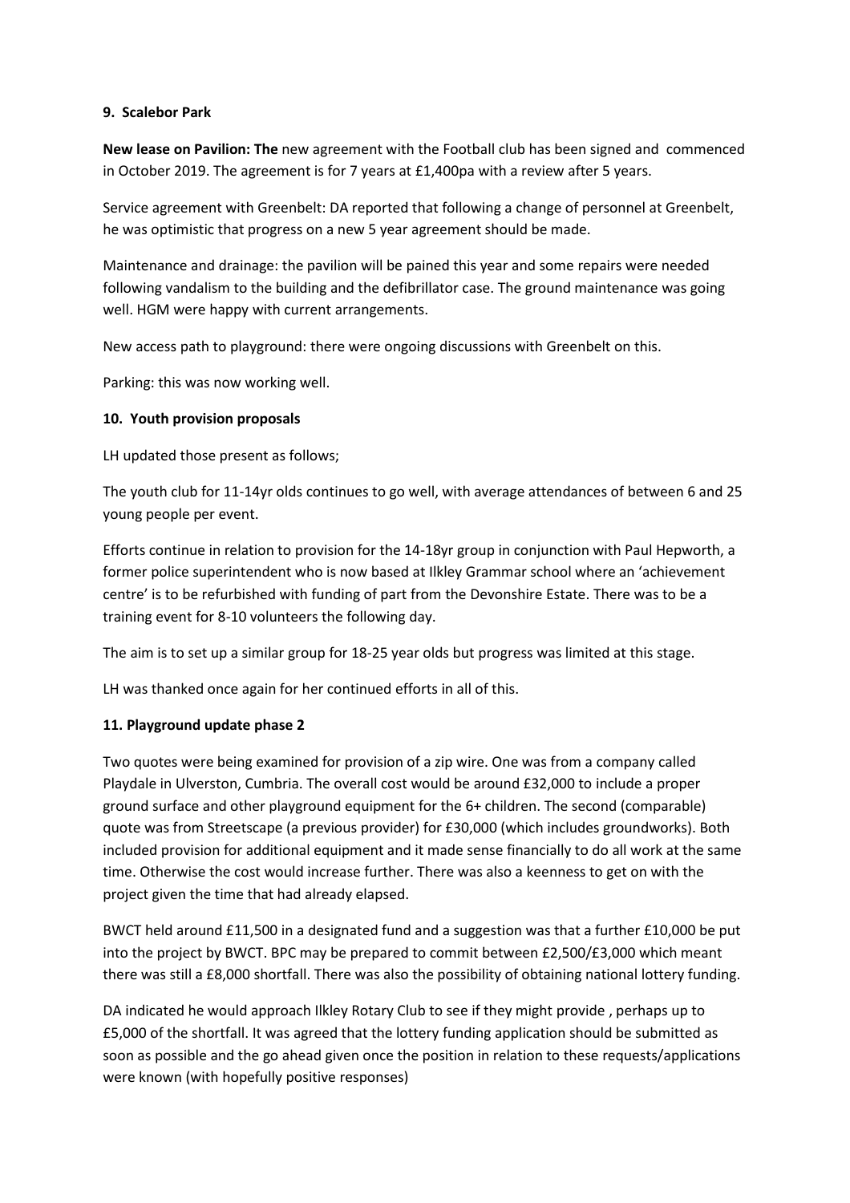**9. Scalebor Park**

**New lease on Pavilion: The** new agreement with the Football club has been signed and commenced in October 2019. The agreement is for 7 years at £1,400pa with a review after 5 years.

Service agreement with Greenbelt: DA reported that following a change of personnel at Greenbelt, he was optimistic that progress on a new 5 year agreement should be made.

Maintenance and drainage: the pavilion will be pained this year and some repairs were needed following vandalism to the building and the defibrillator case. The ground maintenance was going well. HGM were happy with current arrangements.

New access path to playground: there were ongoing discussions with Greenbelt on this.

Parking: this was now working well.

**10. Youth provision proposals**

LH updated those present as follows;

The youth club for 11-14yr olds continues to go well, with average attendances of between 6 and 25 young people per event.

Efforts continue in relation to provision for the 14-18yr group in conjunction with Paul Hepworth, a former police superintendent who is now based at Ilkley Grammar school where an 'achievement centre' is to be refurbished with funding of part from the Devonshire Estate. There was to be a training event for 8-10 volunteers the following day.

The aim is to set up a similar group for 18-25 year olds but progress was limited at this stage.

LH was thanked once again for her continued efforts in all of this.

**11. Playground update phase 2**

Two quotes were being examined for provision of a zip wire. One was from a company called Playdale in Ulverston, Cumbria. The overall cost would be around £32,000 to include a proper ground surface and other playground equipment for the 6+ children. The second (comparable) quote was from Streetscape (a previous provider) for £30,000 (which includes groundworks). Both included provision for additional equipment and it made sense financially to do all work at the same time. Otherwise the cost would increase further. There was also a keenness to get on with the project given the time that had already elapsed.

BWCT held around £11,500 in a designated fund and a suggestion was that a further £10,000 be put into the project by BWCT. BPC may be prepared to commit between £2,500/£3,000 which meant there was still a £8,000 shortfall. There was also the possibility of obtaining national lottery funding.

DA indicated he would approach Ilkley Rotary Club to see if they might provide , perhaps up to £5,000 of the shortfall. It was agreed that the lottery funding application should be submitted as soon as possible and the go ahead given once the position in relation to these requests/applications were known (with hopefully positive responses)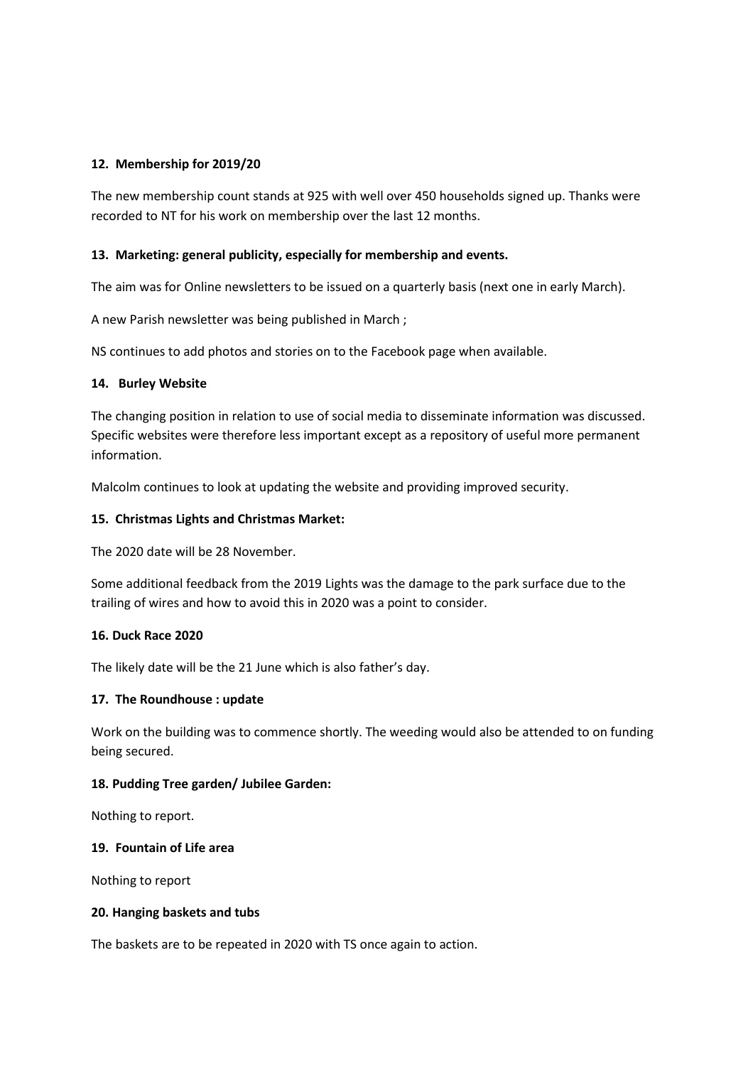### 12. Membership for 2019/20

The new membership count stands at 925 with well over 450 households signed up. Thanks were recorded to NT for his work on membership over the last 12 months.

### 13. Marketing: general publicity, especially for membership and events.

The aim was for Online newsletters to be issued on a quarterly basis (next one in early March).

A new Parish newsletter was being published in March ;

NS continues to add photos and stories on to the Facebook page when available.

### 14. Burley Website

The changing position in relation to use of social media to disseminate information was discussed. Specific websites were therefore less important except as a repository of useful more permanent information.

Malcolm continues to look at updating the website and providing improved security.

### 15. Christmas Lights and Christmas Market:

The 2020 date will be 28 November.

Some additional feedback from the 2019 Lights was the damage to the park surface due to the trailing of wires and how to avoid this in 2020 was a point to consider.

### 16. Duck Race 2020

The likely date will be the 21 June which is also father's day.

### 17. The Roundhouse : update

Work on the building was to commence shortly. The weeding would also be attended to on funding being secured.

### 18. Pudding Tree garden/ Jubilee Garden:

Nothing to report.

### 19. Fountain of Life area

Nothing to report

### 20. Hanging baskets and tubs

The baskets are to be repeated in 2020 with TS once again to action.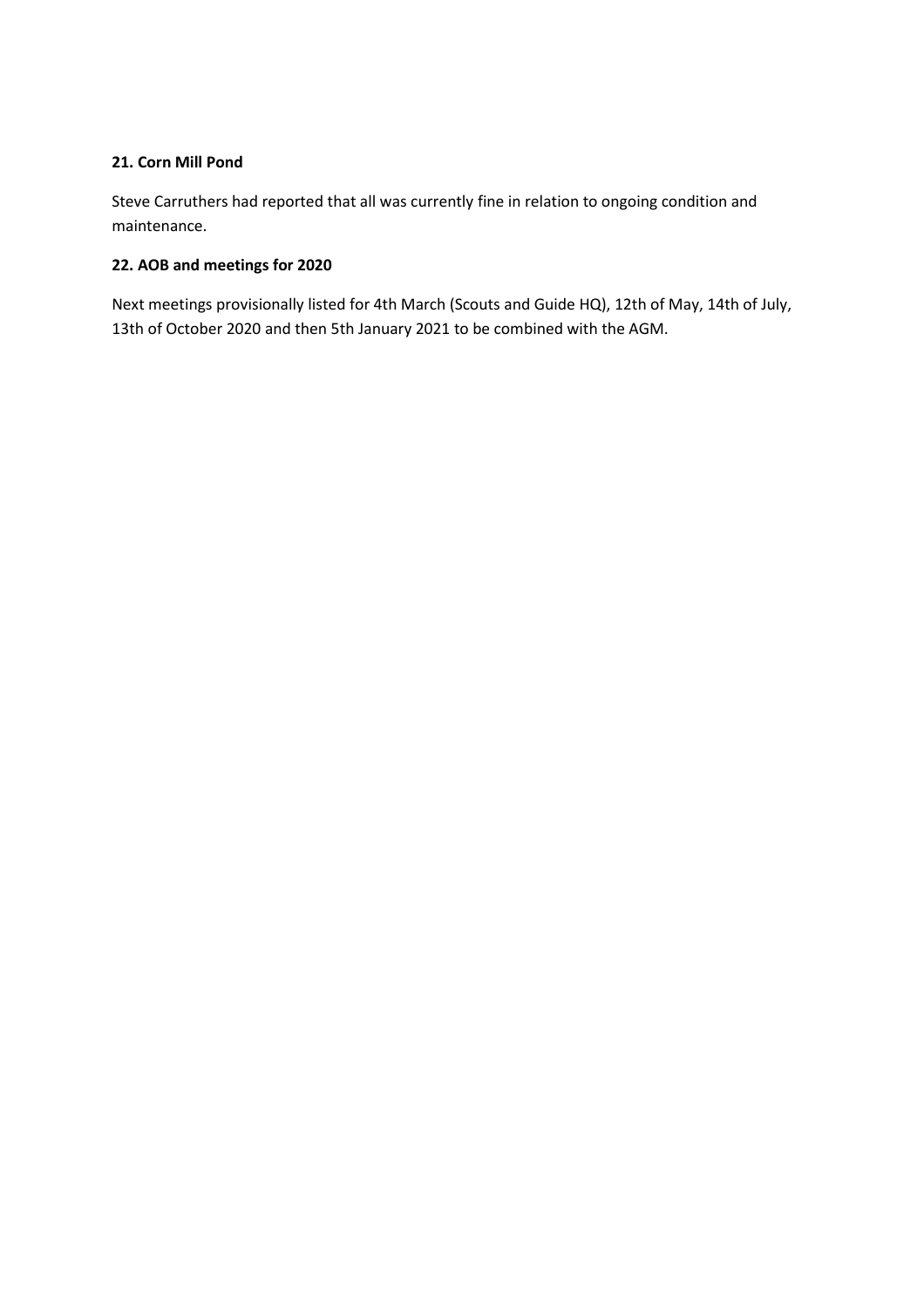**21. Corn Mill Pond**

Steve Carruthers had reported that all was currently fine in relation to ongoing condition and maintenance.

**22. AOB and meetings for 2020**

Next meetings provisionally listed for 4th March (Scouts and Guide HQ), 12th of May, 14th of July, 13th of October 2020 and then 5th January 2021 to be combined with the AGM.